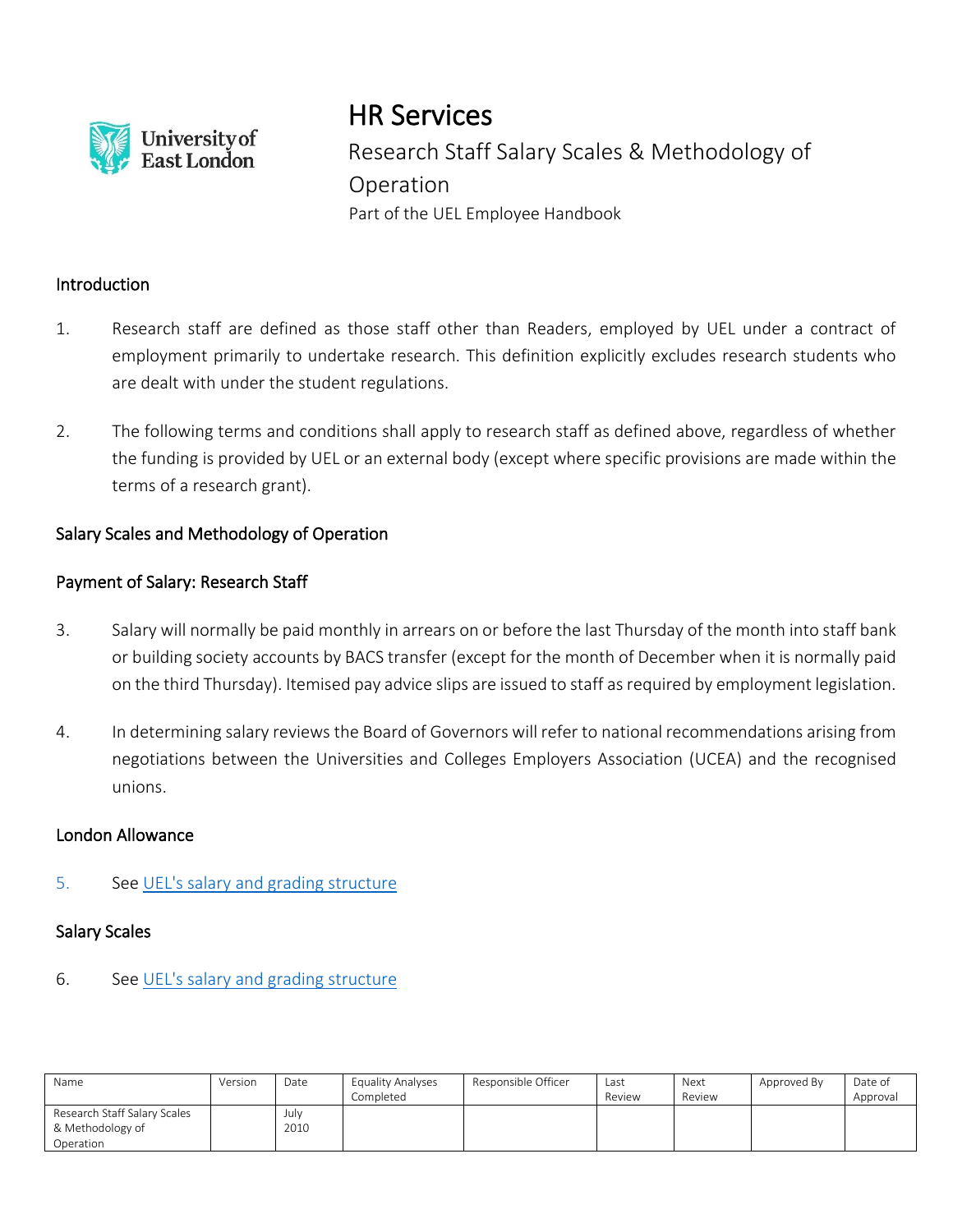# HR Services

Research Staff Salary Scales & Methodology of Operation

Part of the UEL Employee Handbook

## Introduction

1. Research staff are defined as those staff other than Readers, employed by UEL under a contract of employment primarily to undertake research. This definition explicitly excludes research students who are dealt with under the student regulations.

2. The following terms and conditions shall apply to research staff as defined above, regardless of whether the funding is provided by UEL or an external body (except where specific provisions are made within the terms of a research grant).

## Salary Scales and Methodology of Operation

### Payment of Salary: Research Staff

3. Salary will normally be paid monthly in arrears on or before the last Thursday of the month into staff bank or building society accounts by BACS transfer (except for the month of December when it is normally paid on the third Thursday). Itemised pay advice slips are issued to staff as required by employment legislation.

4. In determining salary reviews the Board of Governors will refer to national recommendations arising from negotiations between the Universities and Colleges Employers Association (UCEA) and the recognised unions.

### London Allowance

5. See UEL's salary and grading structure

### Salary Scales

6. See UEL's salary and grading structure

| Name | Version | Date | Equality Analyses Completed | Responsible Officer | Last Review | Next Review | Approved By | Date of Approval |
|---|---|---|---|---|---|---|---|---|
| Research Staff Salary Scales & Methodology of Operation | | July 2010 | | | | | | |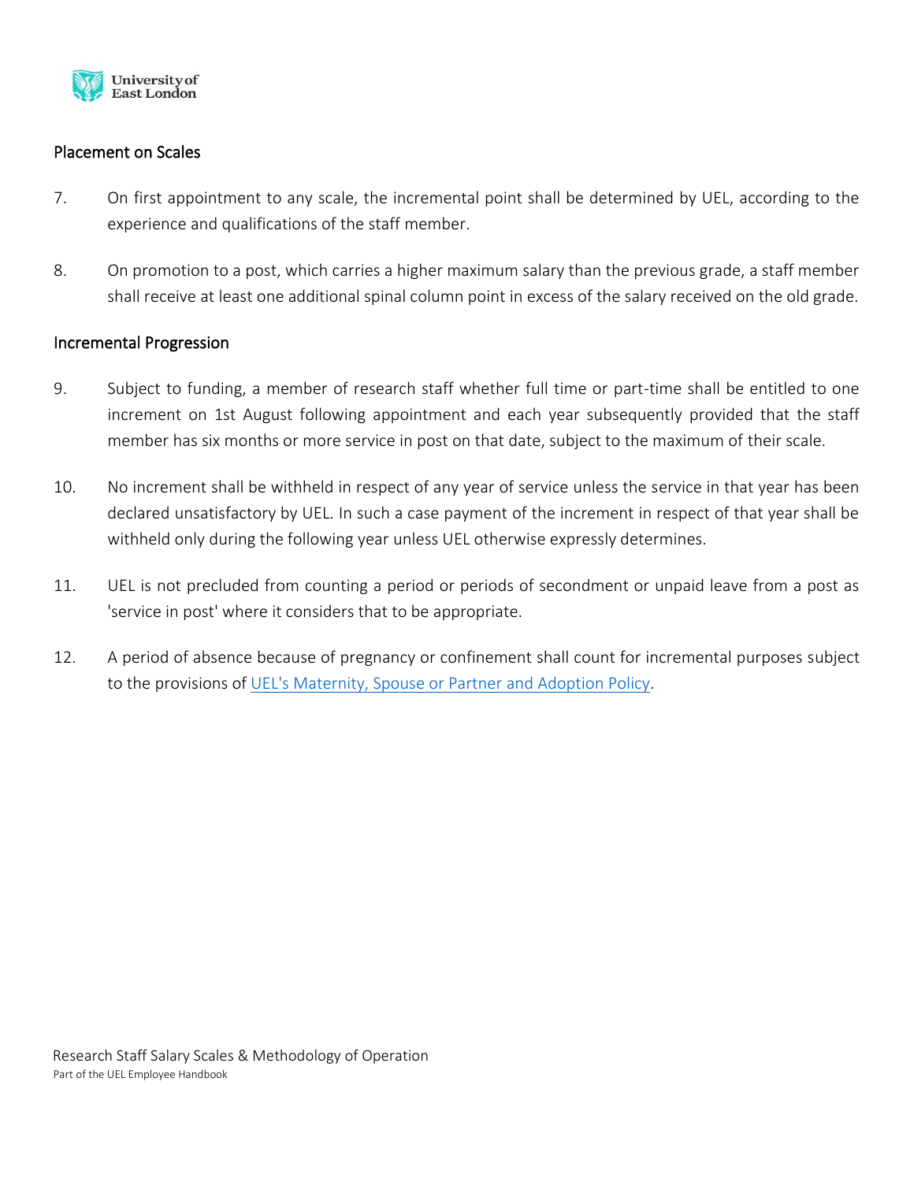## Placement on Scales

7. On first appointment to any scale, the incremental point shall be determined by UEL, according to the experience and qualifications of the staff member.

8. On promotion to a post, which carries a higher maximum salary than the previous grade, a staff member shall receive at least one additional spinal column point in excess of the salary received on the old grade.

## Incremental Progression

9. Subject to funding, a member of research staff whether full time or part-time shall be entitled to one increment on 1st August following appointment and each year subsequently provided that the staff member has six months or more service in post on that date, subject to the maximum of their scale.

10. No increment shall be withheld in respect of any year of service unless the service in that year has been declared unsatisfactory by UEL. In such a case payment of the increment in respect of that year shall be withheld only during the following year unless UEL otherwise expressly determines.

11. UEL is not precluded from counting a period or periods of secondment or unpaid leave from a post as 'service in post' where it considers that to be appropriate.

12. A period of absence because of pregnancy or confinement shall count for incremental purposes subject to the provisions of UEL's Maternity, Spouse or Partner and Adoption Policy.